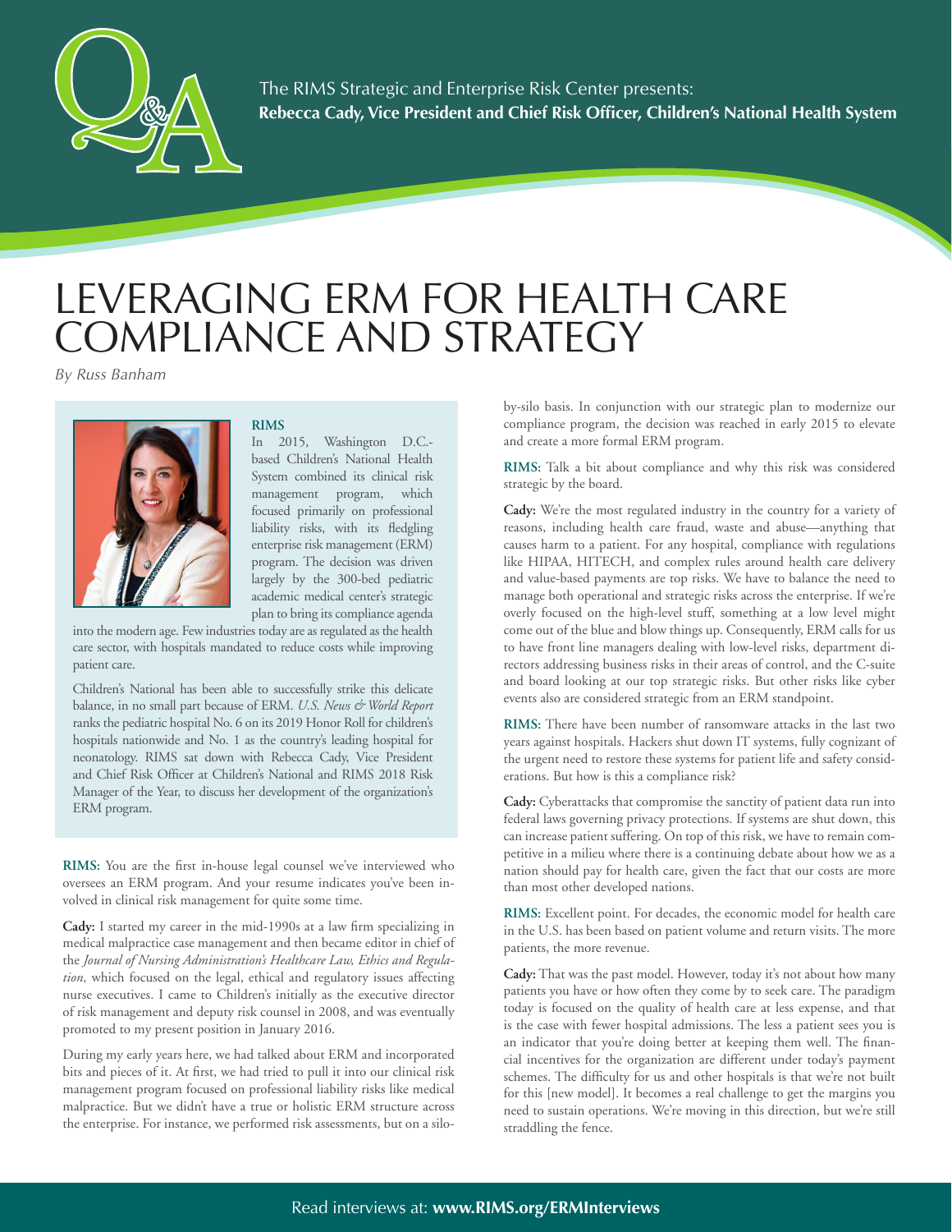The RIMS Strategic and Enterprise Risk Center presents:
**Rebecca Cady, Vice President and Chief Risk Officer, Children's National Health System**

# LEVERAGING ERM FOR HEALTH CARE COMPLIANCE AND STRATEGY

*By Russ Banham*

**RIMS**

In 2015, Washington D.C.-based Children's National Health System combined its clinical risk management program, which focused primarily on professional liability risks, with its fledgling enterprise risk management (ERM) program. The decision was driven largely by the 300-bed pediatric academic medical center's strategic plan to bring its compliance agenda into the modern age. Few industries today are as regulated as the health care sector, with hospitals mandated to reduce costs while improving patient care.

Children's National has been able to successfully strike this delicate balance, in no small part because of ERM. *U.S. News & World Report* ranks the pediatric hospital No. 6 on its 2019 Honor Roll for children's hospitals nationwide and No. 1 as the country's leading hospital for neonatology. RIMS sat down with Rebecca Cady, Vice President and Chief Risk Officer at Children's National and RIMS 2018 Risk Manager of the Year, to discuss her development of the organization's ERM program.

**RIMS:** You are the first in-house legal counsel we've interviewed who oversees an ERM program. And your resume indicates you've been involved in clinical risk management for quite some time.

**Cady:** I started my career in the mid-1990s at a law firm specializing in medical malpractice case management and then became editor in chief of the *Journal of Nursing Administration's Healthcare Law, Ethics and Regulation,* which focused on the legal, ethical and regulatory issues affecting nurse executives. I came to Children's initially as the executive director of risk management and deputy risk counsel in 2008, and was eventually promoted to my present position in January 2016.

During my early years here, we had talked about ERM and incorporated bits and pieces of it. At first, we had tried to pull it into our clinical risk management program focused on professional liability risks like medical malpractice. But we didn't have a true or holistic ERM structure across the enterprise. For instance, we performed risk assessments, but on a silo-by-silo basis. In conjunction with our strategic plan to modernize our compliance program, the decision was reached in early 2015 to elevate and create a more formal ERM program.

**RIMS:** Talk a bit about compliance and why this risk was considered strategic by the board.

**Cady:** We're the most regulated industry in the country for a variety of reasons, including health care fraud, waste and abuse—anything that causes harm to a patient. For any hospital, compliance with regulations like HIPAA, HITECH, and complex rules around health care delivery and value-based payments are top risks. We have to balance the need to manage both operational and strategic risks across the enterprise. If we're overly focused on the high-level stuff, something at a low level might come out of the blue and blow things up. Consequently, ERM calls for us to have front line managers dealing with low-level risks, department directors addressing business risks in their areas of control, and the C-suite and board looking at our top strategic risks. But other risks like cyber events also are considered strategic from an ERM standpoint.

**RIMS:** There have been number of ransomware attacks in the last two years against hospitals. Hackers shut down IT systems, fully cognizant of the urgent need to restore these systems for patient life and safety considerations. But how is this a compliance risk?

**Cady:** Cyberattacks that compromise the sanctity of patient data run into federal laws governing privacy protections. If systems are shut down, this can increase patient suffering. On top of this risk, we have to remain competitive in a milieu where there is a continuing debate about how we as a nation should pay for health care, given the fact that our costs are more than most other developed nations.

**RIMS:** Excellent point. For decades, the economic model for health care in the U.S. has been based on patient volume and return visits. The more patients, the more revenue.

**Cady:** That was the past model. However, today it's not about how many patients you have or how often they come by to seek care. The paradigm today is focused on the quality of health care at less expense, and that is the case with fewer hospital admissions. The less a patient sees you is an indicator that you're doing better at keeping them well. The financial incentives for the organization are different under today's payment schemes. The difficulty for us and other hospitals is that we're not built for this [new model]. It becomes a real challenge to get the margins you need to sustain operations. We're moving in this direction, but we're still straddling the fence.

Read interviews at: **www.RIMS.org/ERMInterviews**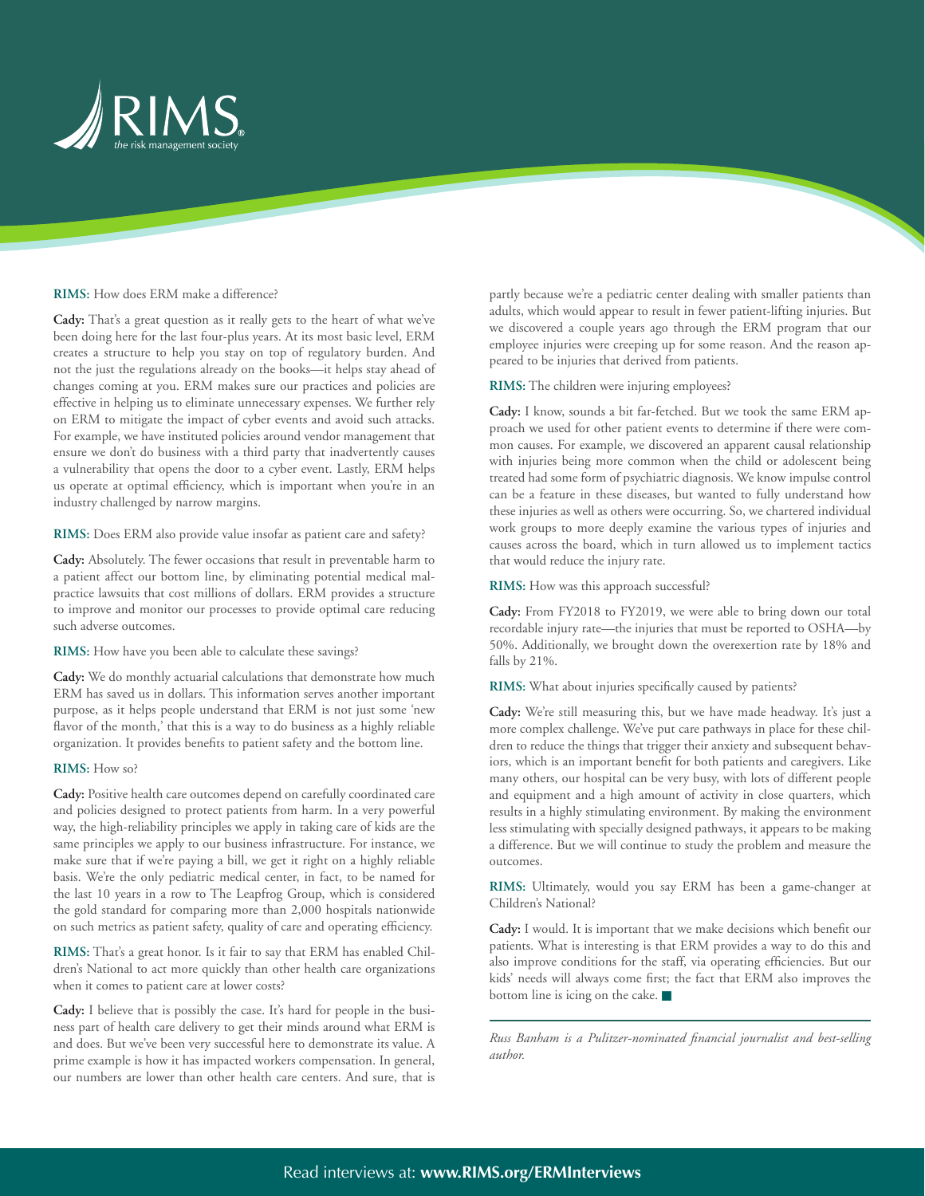**RIMS:** How does ERM make a difference?

**Cady:** That's a great question as it really gets to the heart of what we've been doing here for the last four-plus years. At its most basic level, ERM creates a structure to help you stay on top of regulatory burden. And not the just the regulations already on the books—it helps stay ahead of changes coming at you. ERM makes sure our practices and policies are effective in helping us to eliminate unnecessary expenses. We further rely on ERM to mitigate the impact of cyber events and avoid such attacks. For example, we have instituted policies around vendor management that ensure we don't do business with a third party that inadvertently causes a vulnerability that opens the door to a cyber event. Lastly, ERM helps us operate at optimal efficiency, which is important when you're in an industry challenged by narrow margins.

**RIMS:** Does ERM also provide value insofar as patient care and safety?

**Cady:** Absolutely. The fewer occasions that result in preventable harm to a patient affect our bottom line, by eliminating potential medical malpractice lawsuits that cost millions of dollars. ERM provides a structure to improve and monitor our processes to provide optimal care reducing such adverse outcomes.

**RIMS:** How have you been able to calculate these savings?

**Cady:** We do monthly actuarial calculations that demonstrate how much ERM has saved us in dollars. This information serves another important purpose, as it helps people understand that ERM is not just some 'new flavor of the month,' that this is a way to do business as a highly reliable organization. It provides benefits to patient safety and the bottom line.

**RIMS:** How so?

**Cady:** Positive health care outcomes depend on carefully coordinated care and policies designed to protect patients from harm. In a very powerful way, the high-reliability principles we apply in taking care of kids are the same principles we apply to our business infrastructure. For instance, we make sure that if we're paying a bill, we get it right on a highly reliable basis. We're the only pediatric medical center, in fact, to be named for the last 10 years in a row to The Leapfrog Group, which is considered the gold standard for comparing more than 2,000 hospitals nationwide on such metrics as patient safety, quality of care and operating efficiency.

**RIMS:** That's a great honor. Is it fair to say that ERM has enabled Children's National to act more quickly than other health care organizations when it comes to patient care at lower costs?

**Cady:** I believe that is possibly the case. It's hard for people in the business part of health care delivery to get their minds around what ERM is and does. But we've been very successful here to demonstrate its value. A prime example is how it has impacted workers compensation. In general, our numbers are lower than other health care centers. And sure, that is partly because we're a pediatric center dealing with smaller patients than adults, which would appear to result in fewer patient-lifting injuries. But we discovered a couple years ago through the ERM program that our employee injuries were creeping up for some reason. And the reason appeared to be injuries that derived from patients.

**RIMS:** The children were injuring employees?

**Cady:** I know, sounds a bit far-fetched. But we took the same ERM approach we used for other patient events to determine if there were common causes. For example, we discovered an apparent causal relationship with injuries being more common when the child or adolescent being treated had some form of psychiatric diagnosis. We know impulse control can be a feature in these diseases, but wanted to fully understand how these injuries as well as others were occurring. So, we chartered individual work groups to more deeply examine the various types of injuries and causes across the board, which in turn allowed us to implement tactics that would reduce the injury rate.

**RIMS:** How was this approach successful?

**Cady:** From FY2018 to FY2019, we were able to bring down our total recordable injury rate—the injuries that must be reported to OSHA—by 50%. Additionally, we brought down the overexertion rate by 18% and falls by 21%.

**RIMS:** What about injuries specifically caused by patients?

**Cady:** We're still measuring this, but we have made headway. It's just a more complex challenge. We've put care pathways in place for these children to reduce the things that trigger their anxiety and subsequent behaviors, which is an important benefit for both patients and caregivers. Like many others, our hospital can be very busy, with lots of different people and equipment and a high amount of activity in close quarters, which results in a highly stimulating environment. By making the environment less stimulating with specially designed pathways, it appears to be making a difference. But we will continue to study the problem and measure the outcomes.

**RIMS:** Ultimately, would you say ERM has been a game-changer at Children's National?

**Cady:** I would. It is important that we make decisions which benefit our patients. What is interesting is that ERM provides a way to do this and also improve conditions for the staff, via operating efficiencies. But our kids' needs will always come first; the fact that ERM also improves the bottom line is icing on the cake. ■

---

*Russ Banham is a Pulitzer-nominated financial journalist and best-selling author.*

Read interviews at: **www.RIMS.org/ERMInterviews**